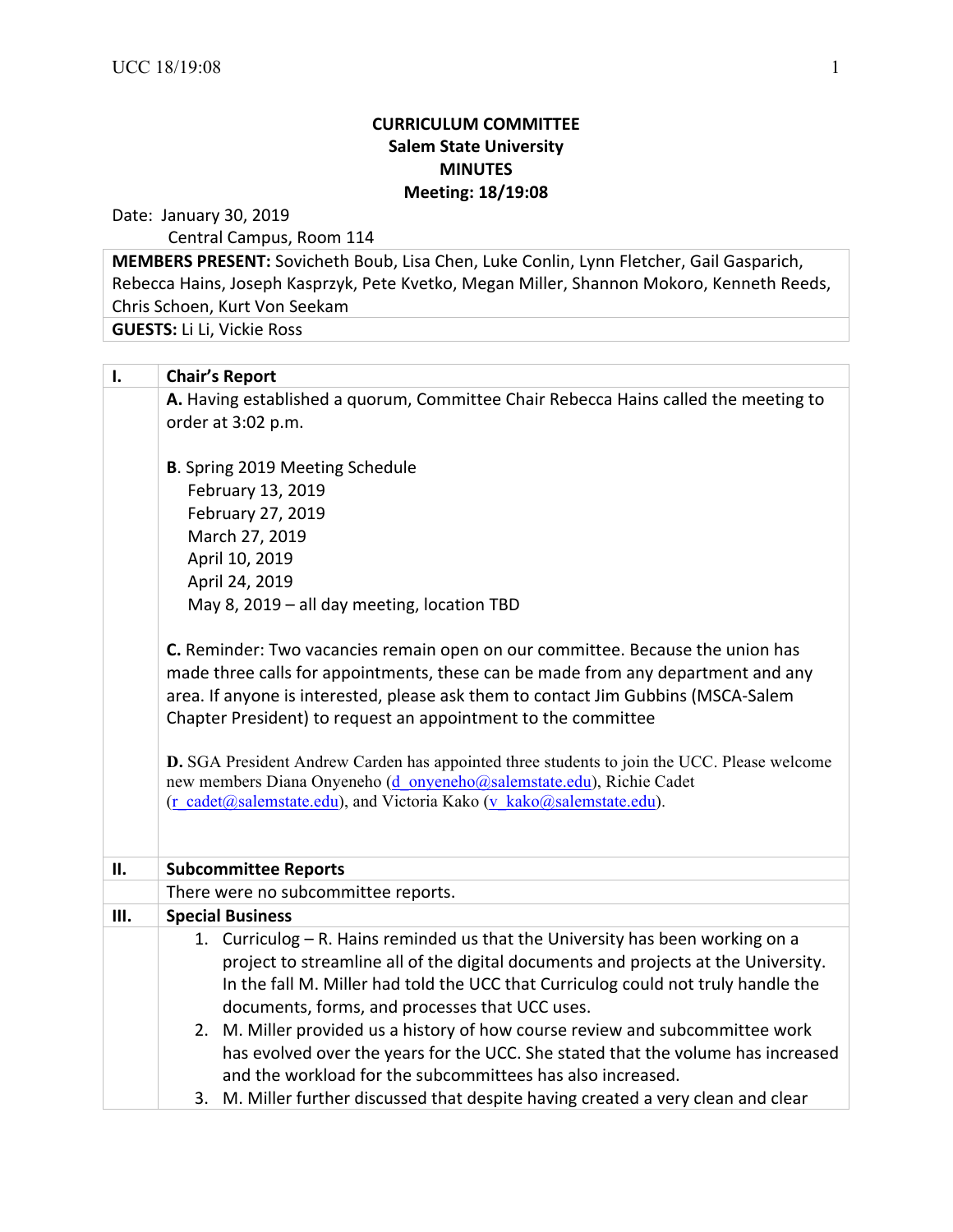**CURRICULUM COMMITTEE**
**Salem State University**
**MINUTES**
**Meeting: 18/19:08**

Date: January 30, 2019
Central Campus, Room 114

**MEMBERS PRESENT:** Sovicheth Boub, Lisa Chen, Luke Conlin, Lynn Fletcher, Gail Gasparich, Rebecca Hains, Joseph Kasprzyk, Pete Kvetko, Megan Miller, Shannon Mokoro, Kenneth Reeds, Chris Schoen, Kurt Von Seekam
**GUESTS:** Li Li, Vickie Ross

## I. Chair's Report

**A.** Having established a quorum, Committee Chair Rebecca Hains called the meeting to order at 3:02 p.m.

**B**. Spring 2019 Meeting Schedule
- February 13, 2019
- February 27, 2019
- March 27, 2019
- April 10, 2019
- April 24, 2019
- May 8, 2019 – all day meeting, location TBD

**C.** Reminder: Two vacancies remain open on our committee. Because the union has made three calls for appointments, these can be made from any department and any area. If anyone is interested, please ask them to contact Jim Gubbins (MSCA-Salem Chapter President) to request an appointment to the committee

**D.** SGA President Andrew Carden has appointed three students to join the UCC. Please welcome new members Diana Onyeneho (d_onyeneho@salemstate.edu), Richie Cadet (r_cadet@salemstate.edu), and Victoria Kako (v_kako@salemstate.edu).

## II. Subcommittee Reports

There were no subcommittee reports.

## III. Special Business

1. Curriculog – R. Hains reminded us that the University has been working on a project to streamline all of the digital documents and projects at the University. In the fall M. Miller had told the UCC that Curriculog could not truly handle the documents, forms, and processes that UCC uses.
2. M. Miller provided us a history of how course review and subcommittee work has evolved over the years for the UCC. She stated that the volume has increased and the workload for the subcommittees has also increased.
3. M. Miller further discussed that despite having created a very clean and clear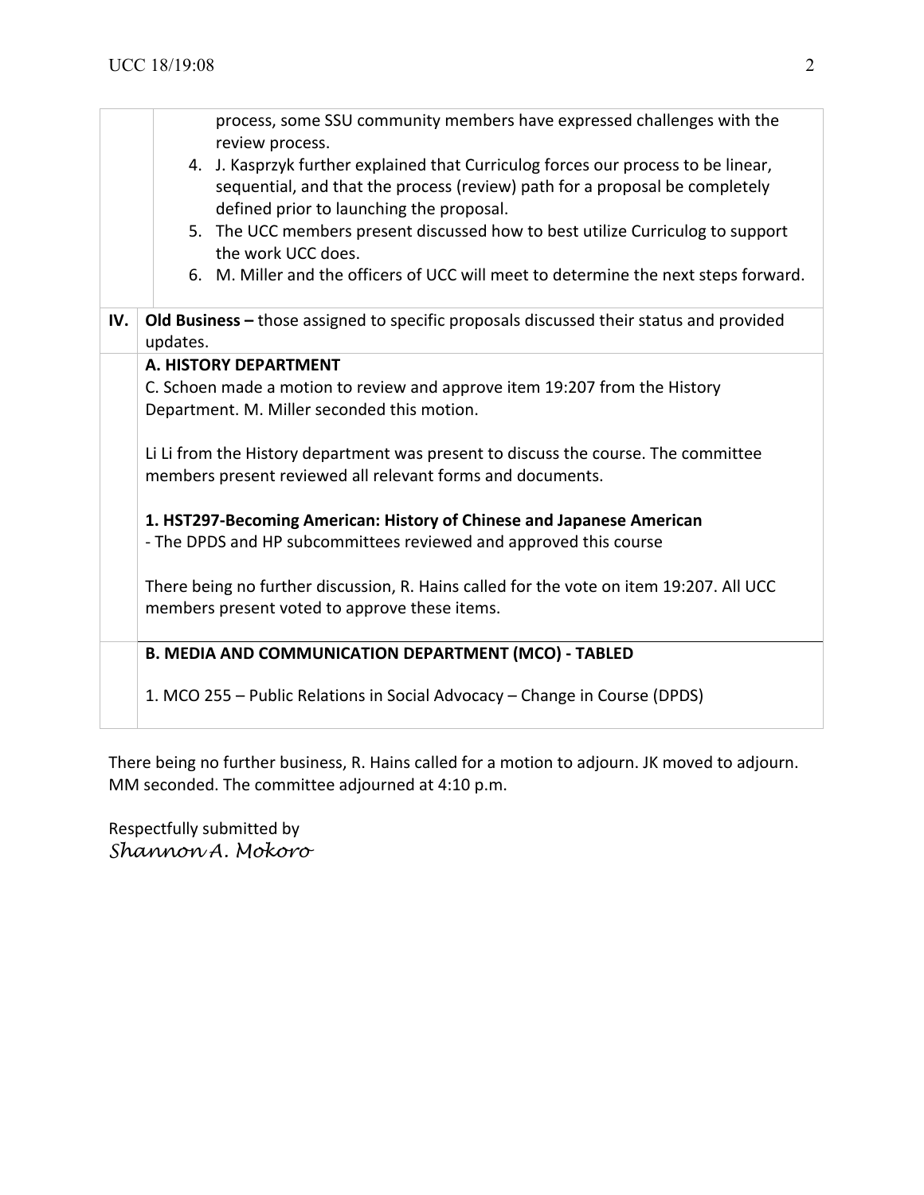process, some SSU community members have expressed challenges with the review process.

4. J. Kasprzyk further explained that Curriculog forces our process to be linear, sequential, and that the process (review) path for a proposal be completely defined prior to launching the proposal.
5. The UCC members present discussed how to best utilize Curriculog to support the work UCC does.
6. M. Miller and the officers of UCC will meet to determine the next steps forward.

**IV. Old Business –** those assigned to specific proposals discussed their status and provided updates.

**A. HISTORY DEPARTMENT**

C. Schoen made a motion to review and approve item 19:207 from the History Department. M. Miller seconded this motion.

Li Li from the History department was present to discuss the course. The committee members present reviewed all relevant forms and documents.

**1. HST297-Becoming American: History of Chinese and Japanese American**

- The DPDS and HP subcommittees reviewed and approved this course

There being no further discussion, R. Hains called for the vote on item 19:207. All UCC members present voted to approve these items.

**B. MEDIA AND COMMUNICATION DEPARTMENT (MCO) - TABLED**

1. MCO 255 – Public Relations in Social Advocacy – Change in Course (DPDS)

There being no further business, R. Hains called for a motion to adjourn. JK moved to adjourn. MM seconded. The committee adjourned at 4:10 p.m.

Respectfully submitted by
*Shannon A. Mokoro*